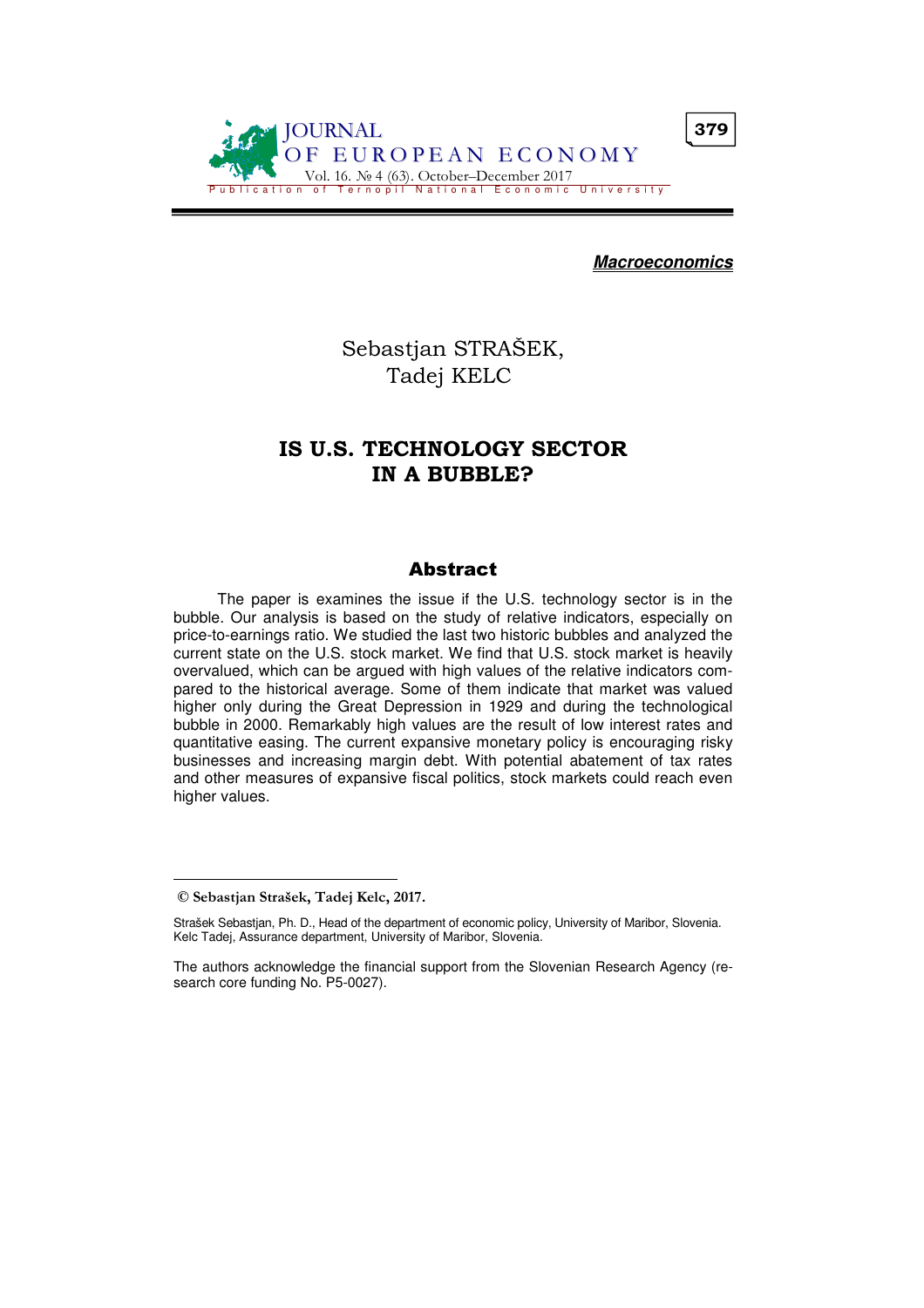*Macroeconomics*

Sebastjan STRAŠEK,
Tadej KELC

# IS U.S. TECHNOLOGY SECTOR IN A BUBBLE?

## Abstract

The paper is examines the issue if the U.S. technology sector is in the bubble. Our analysis is based on the study of relative indicators, especially on price-to-earnings ratio. We studied the last two historic bubbles and analyzed the current state on the U.S. stock market. We find that U.S. stock market is heavily overvalued, which can be argued with high values of the relative indicators compared to the historical average. Some of them indicate that market was valued higher only during the Great Depression in 1929 and during the technological bubble in 2000. Remarkably high values are the result of low interest rates and quantitative easing. The current expansive monetary policy is encouraging risky businesses and increasing margin debt. With potential abatement of tax rates and other measures of expansive fiscal politics, stock markets could reach even higher values.

---

**© Sebastjan Strašek, Tadej Kelc, 2017.**

Strašek Sebastjan, Ph. D., Head of the department of economic policy, University of Maribor, Slovenia.
Kelc Tadej, Assurance department, University of Maribor, Slovenia.

The authors acknowledge the financial support from the Slovenian Research Agency (research core funding No. P5-0027).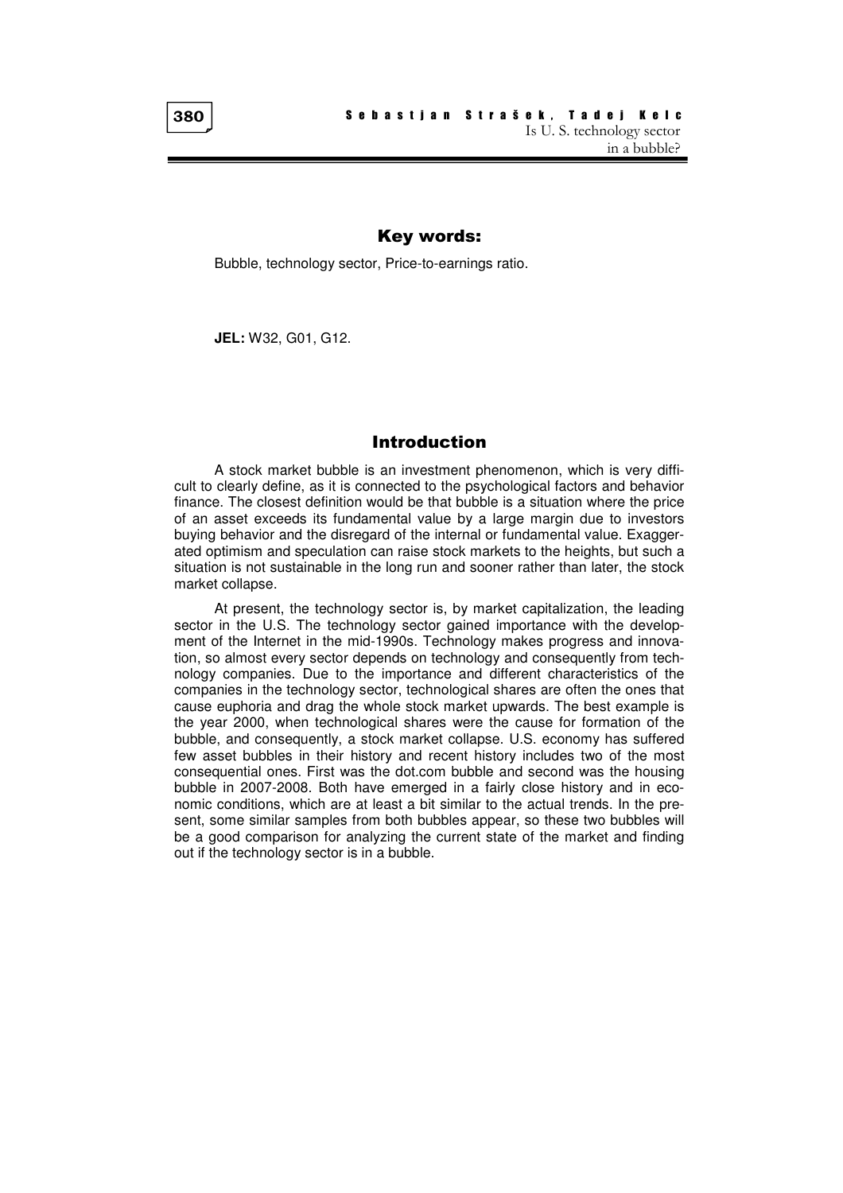## Key words:

Bubble, technology sector, Price-to-earnings ratio.

**JEL:** W32, G01, G12.

## Introduction

A stock market bubble is an investment phenomenon, which is very difficult to clearly define, as it is connected to the psychological factors and behavior finance. The closest definition would be that bubble is a situation where the price of an asset exceeds its fundamental value by a large margin due to investors buying behavior and the disregard of the internal or fundamental value. Exaggerated optimism and speculation can raise stock markets to the heights, but such a situation is not sustainable in the long run and sooner rather than later, the stock market collapse.

At present, the technology sector is, by market capitalization, the leading sector in the U.S. The technology sector gained importance with the development of the Internet in the mid-1990s. Technology makes progress and innovation, so almost every sector depends on technology and consequently from technology companies. Due to the importance and different characteristics of the companies in the technology sector, technological shares are often the ones that cause euphoria and drag the whole stock market upwards. The best example is the year 2000, when technological shares were the cause for formation of the bubble, and consequently, a stock market collapse. U.S. economy has suffered few asset bubbles in their history and recent history includes two of the most consequential ones. First was the dot.com bubble and second was the housing bubble in 2007-2008. Both have emerged in a fairly close history and in economic conditions, which are at least a bit similar to the actual trends. In the present, some similar samples from both bubbles appear, so these two bubbles will be a good comparison for analyzing the current state of the market and finding out if the technology sector is in a bubble.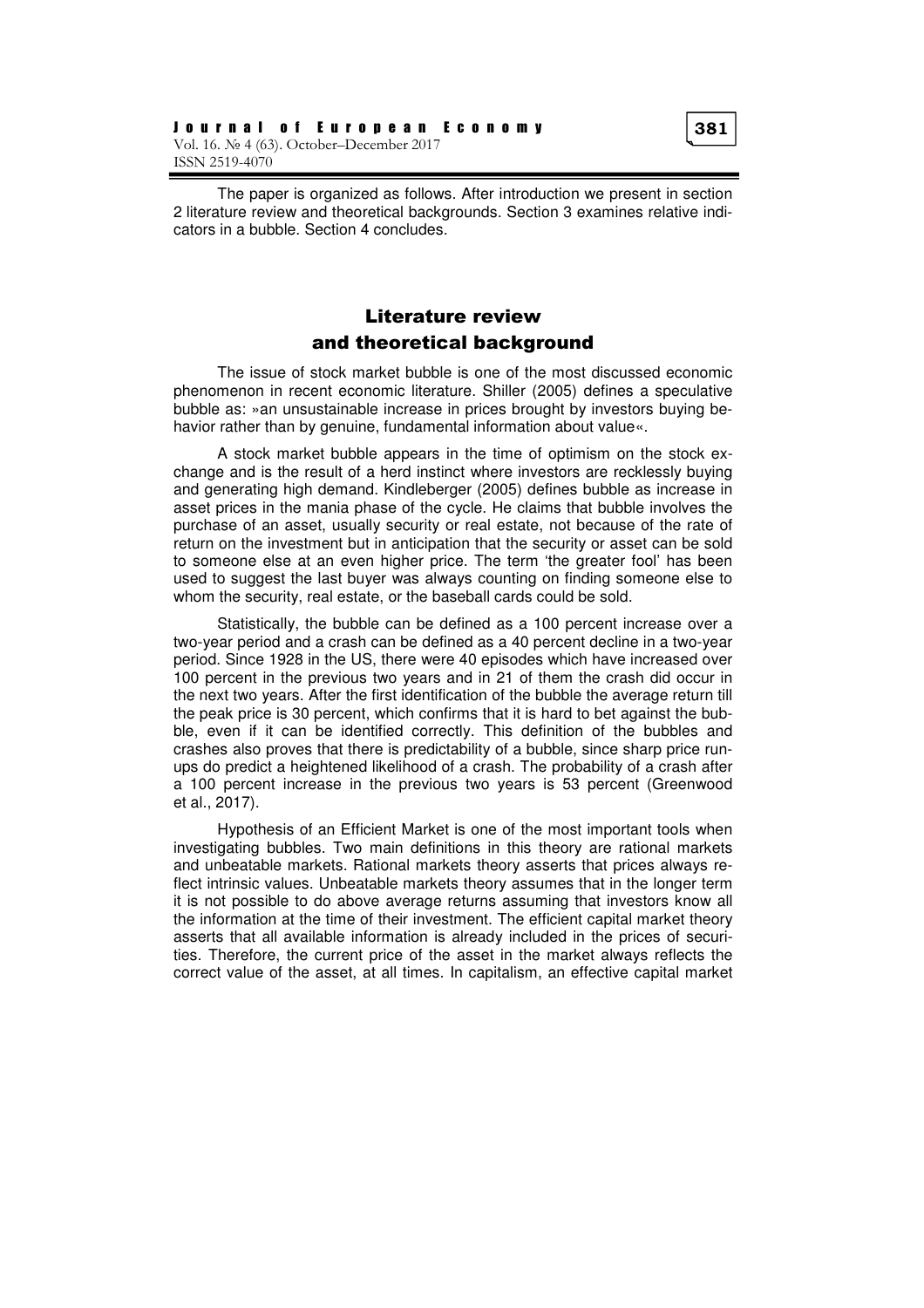The paper is organized as follows. After introduction we present in section 2 literature review and theoretical backgrounds. Section 3 examines relative indicators in a bubble. Section 4 concludes.

## Literature review and theoretical background

The issue of stock market bubble is one of the most discussed economic phenomenon in recent economic literature. Shiller (2005) defines a speculative bubble as: »an unsustainable increase in prices brought by investors buying behavior rather than by genuine, fundamental information about value«.

A stock market bubble appears in the time of optimism on the stock exchange and is the result of a herd instinct where investors are recklessly buying and generating high demand. Kindleberger (2005) defines bubble as increase in asset prices in the mania phase of the cycle. He claims that bubble involves the purchase of an asset, usually security or real estate, not because of the rate of return on the investment but in anticipation that the security or asset can be sold to someone else at an even higher price. The term 'the greater fool' has been used to suggest the last buyer was always counting on finding someone else to whom the security, real estate, or the baseball cards could be sold.

Statistically, the bubble can be defined as a 100 percent increase over a two-year period and a crash can be defined as a 40 percent decline in a two-year period. Since 1928 in the US, there were 40 episodes which have increased over 100 percent in the previous two years and in 21 of them the crash did occur in the next two years. After the first identification of the bubble the average return till the peak price is 30 percent, which confirms that it is hard to bet against the bubble, even if it can be identified correctly. This definition of the bubbles and crashes also proves that there is predictability of a bubble, since sharp price run-ups do predict a heightened likelihood of a crash. The probability of a crash after a 100 percent increase in the previous two years is 53 percent (Greenwood et al., 2017).

Hypothesis of an Efficient Market is one of the most important tools when investigating bubbles. Two main definitions in this theory are rational markets and unbeatable markets. Rational markets theory asserts that prices always reflect intrinsic values. Unbeatable markets theory assumes that in the longer term it is not possible to do above average returns assuming that investors know all the information at the time of their investment. The efficient capital market theory asserts that all available information is already included in the prices of securities. Therefore, the current price of the asset in the market always reflects the correct value of the asset, at all times. In capitalism, an effective capital market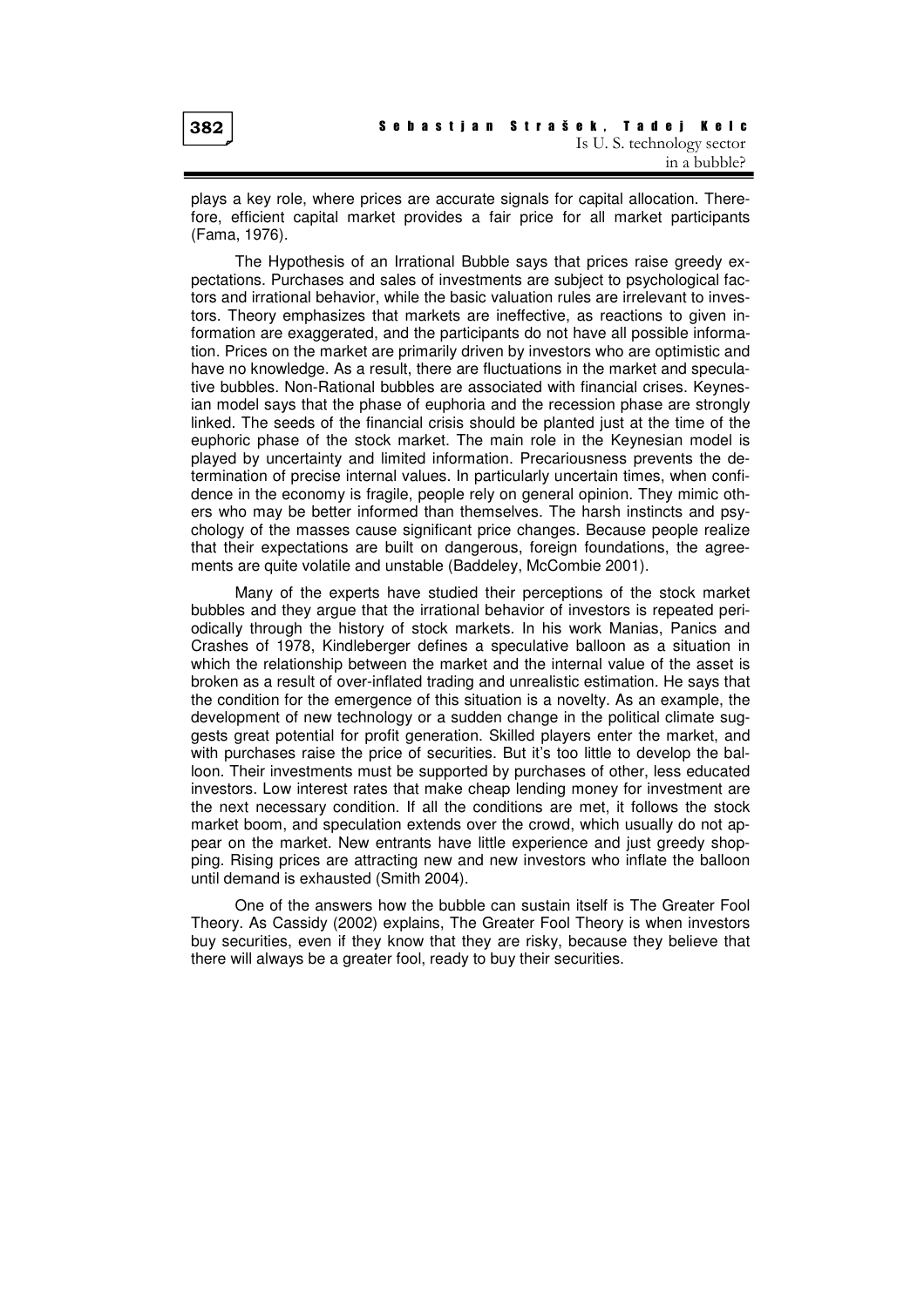plays a key role, where prices are accurate signals for capital allocation. Therefore, efficient capital market provides a fair price for all market participants (Fama, 1976).

The Hypothesis of an Irrational Bubble says that prices raise greedy expectations. Purchases and sales of investments are subject to psychological factors and irrational behavior, while the basic valuation rules are irrelevant to investors. Theory emphasizes that markets are ineffective, as reactions to given information are exaggerated, and the participants do not have all possible information. Prices on the market are primarily driven by investors who are optimistic and have no knowledge. As a result, there are fluctuations in the market and speculative bubbles. Non-Rational bubbles are associated with financial crises. Keynesian model says that the phase of euphoria and the recession phase are strongly linked. The seeds of the financial crisis should be planted just at the time of the euphoric phase of the stock market. The main role in the Keynesian model is played by uncertainty and limited information. Precariousness prevents the determination of precise internal values. In particularly uncertain times, when confidence in the economy is fragile, people rely on general opinion. They mimic others who may be better informed than themselves. The harsh instincts and psychology of the masses cause significant price changes. Because people realize that their expectations are built on dangerous, foreign foundations, the agreements are quite volatile and unstable (Baddeley, McCombie 2001).

Many of the experts have studied their perceptions of the stock market bubbles and they argue that the irrational behavior of investors is repeated periodically through the history of stock markets. In his work Manias, Panics and Crashes of 1978, Kindleberger defines a speculative balloon as a situation in which the relationship between the market and the internal value of the asset is broken as a result of over-inflated trading and unrealistic estimation. He says that the condition for the emergence of this situation is a novelty. As an example, the development of new technology or a sudden change in the political climate suggests great potential for profit generation. Skilled players enter the market, and with purchases raise the price of securities. But it's too little to develop the balloon. Their investments must be supported by purchases of other, less educated investors. Low interest rates that make cheap lending money for investment are the next necessary condition. If all the conditions are met, it follows the stock market boom, and speculation extends over the crowd, which usually do not appear on the market. New entrants have little experience and just greedy shopping. Rising prices are attracting new and new investors who inflate the balloon until demand is exhausted (Smith 2004).

One of the answers how the bubble can sustain itself is The Greater Fool Theory. As Cassidy (2002) explains, The Greater Fool Theory is when investors buy securities, even if they know that they are risky, because they believe that there will always be a greater fool, ready to buy their securities.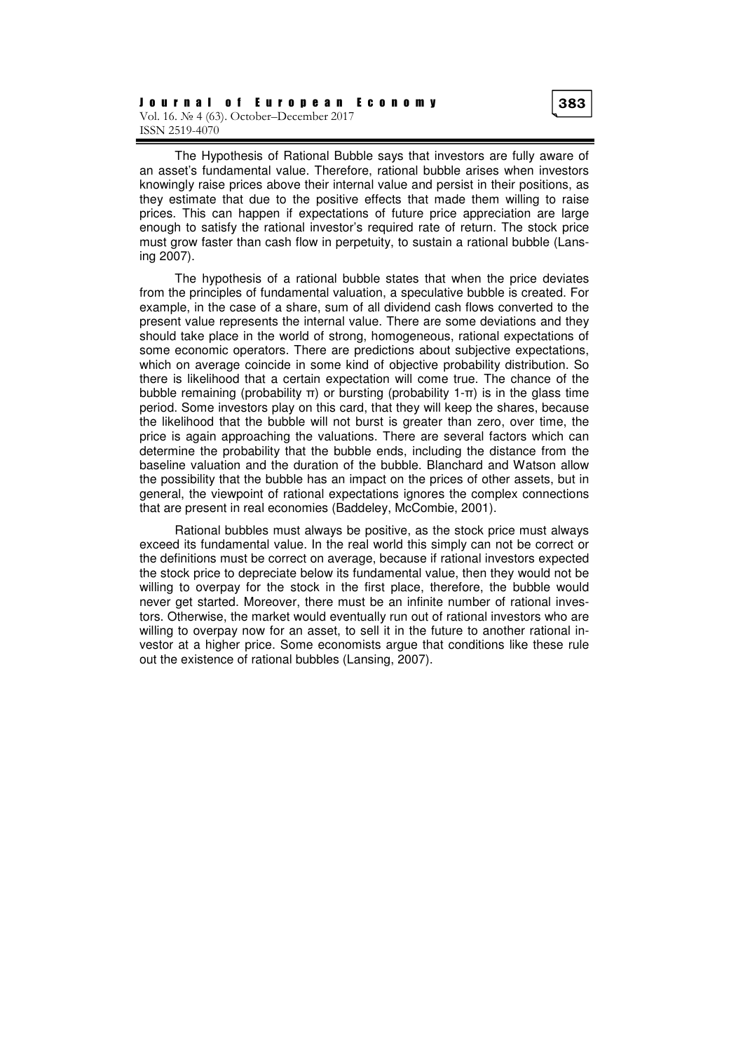The Hypothesis of Rational Bubble says that investors are fully aware of an asset's fundamental value. Therefore, rational bubble arises when investors knowingly raise prices above their internal value and persist in their positions, as they estimate that due to the positive effects that made them willing to raise prices. This can happen if expectations of future price appreciation are large enough to satisfy the rational investor's required rate of return. The stock price must grow faster than cash flow in perpetuity, to sustain a rational bubble (Lansing 2007).

The hypothesis of a rational bubble states that when the price deviates from the principles of fundamental valuation, a speculative bubble is created. For example, in the case of a share, sum of all dividend cash flows converted to the present value represents the internal value. There are some deviations and they should take place in the world of strong, homogeneous, rational expectations of some economic operators. There are predictions about subjective expectations, which on average coincide in some kind of objective probability distribution. So there is likelihood that a certain expectation will come true. The chance of the bubble remaining (probability $\pi$) or bursting (probability $1-\pi$) is in the glass time period. Some investors play on this card, that they will keep the shares, because the likelihood that the bubble will not burst is greater than zero, over time, the price is again approaching the valuations. There are several factors which can determine the probability that the bubble ends, including the distance from the baseline valuation and the duration of the bubble. Blanchard and Watson allow the possibility that the bubble has an impact on the prices of other assets, but in general, the viewpoint of rational expectations ignores the complex connections that are present in real economies (Baddeley, McCombie, 2001).

Rational bubbles must always be positive, as the stock price must always exceed its fundamental value. In the real world this simply can not be correct or the definitions must be correct on average, because if rational investors expected the stock price to depreciate below its fundamental value, then they would not be willing to overpay for the stock in the first place, therefore, the bubble would never get started. Moreover, there must be an infinite number of rational investors. Otherwise, the market would eventually run out of rational investors who are willing to overpay now for an asset, to sell it in the future to another rational investor at a higher price. Some economists argue that conditions like these rule out the existence of rational bubbles (Lansing, 2007).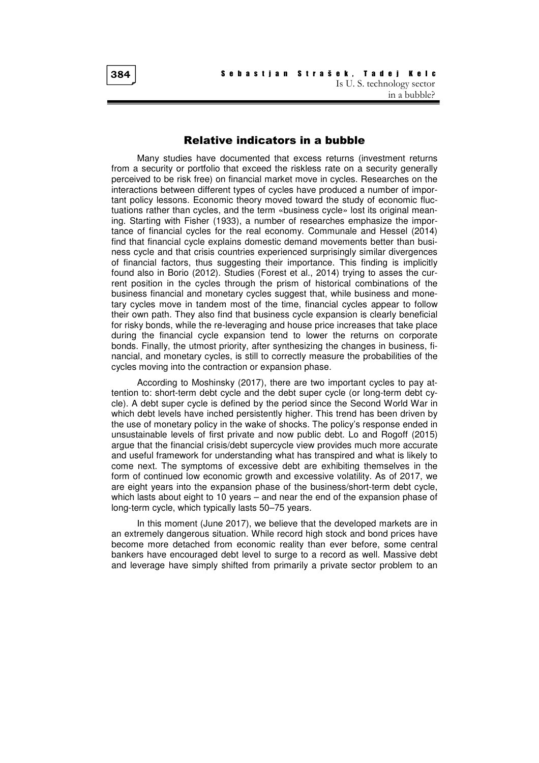## Relative indicators in a bubble

Many studies have documented that excess returns (investment returns from a security or portfolio that exceed the riskless rate on a security generally perceived to be risk free) on financial market move in cycles. Researches on the interactions between different types of cycles have produced a number of important policy lessons. Economic theory moved toward the study of economic fluctuations rather than cycles, and the term «business cycle» lost its original meaning. Starting with Fisher (1933), a number of researches emphasize the importance of financial cycles for the real economy. Communale and Hessel (2014) find that financial cycle explains domestic demand movements better than business cycle and that crisis countries experienced surprisingly similar divergences of financial factors, thus suggesting their importance. This finding is implicitly found also in Borio (2012). Studies (Forest et al., 2014) trying to asses the current position in the cycles through the prism of historical combinations of the business financial and monetary cycles suggest that, while business and monetary cycles move in tandem most of the time, financial cycles appear to follow their own path. They also find that business cycle expansion is clearly beneficial for risky bonds, while the re-leveraging and house price increases that take place during the financial cycle expansion tend to lower the returns on corporate bonds. Finally, the utmost priority, after synthesizing the changes in business, financial, and monetary cycles, is still to correctly measure the probabilities of the cycles moving into the contraction or expansion phase.

According to Moshinsky (2017), there are two important cycles to pay attention to: short-term debt cycle and the debt super cycle (or long-term debt cycle). A debt super cycle is defined by the period since the Second World War in which debt levels have inched persistently higher. This trend has been driven by the use of monetary policy in the wake of shocks. The policy's response ended in unsustainable levels of first private and now public debt. Lo and Rogoff (2015) argue that the financial crisis/debt supercycle view provides much more accurate and useful framework for understanding what has transpired and what is likely to come next. The symptoms of excessive debt are exhibiting themselves in the form of continued low economic growth and excessive volatility. As of 2017, we are eight years into the expansion phase of the business/short-term debt cycle, which lasts about eight to 10 years – and near the end of the expansion phase of long-term cycle, which typically lasts 50–75 years.

In this moment (June 2017), we believe that the developed markets are in an extremely dangerous situation. While record high stock and bond prices have become more detached from economic reality than ever before, some central bankers have encouraged debt level to surge to a record as well. Massive debt and leverage have simply shifted from primarily a private sector problem to an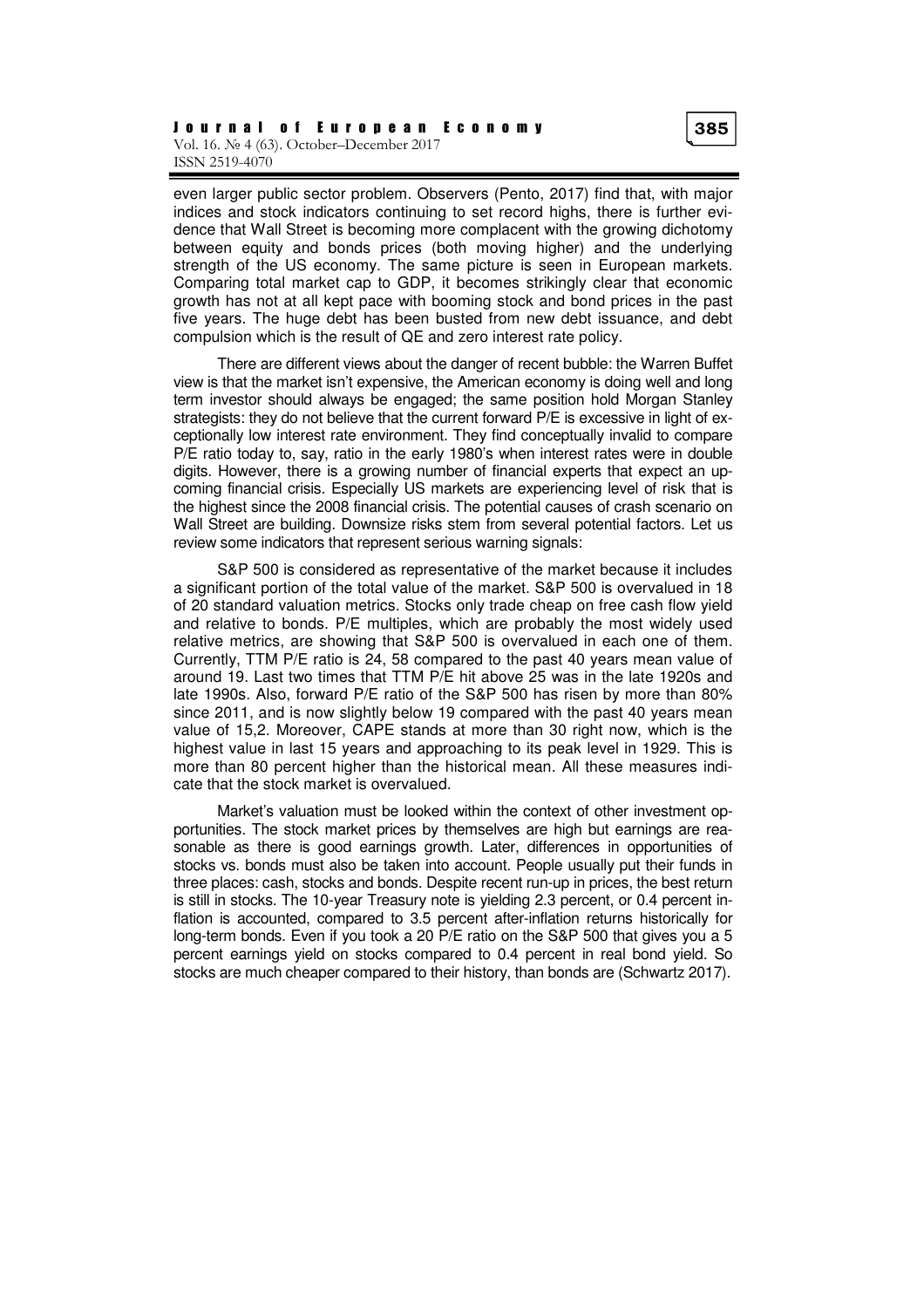even larger public sector problem. Observers (Pento, 2017) find that, with major indices and stock indicators continuing to set record highs, there is further evidence that Wall Street is becoming more complacent with the growing dichotomy between equity and bonds prices (both moving higher) and the underlying strength of the US economy. The same picture is seen in European markets. Comparing total market cap to GDP, it becomes strikingly clear that economic growth has not at all kept pace with booming stock and bond prices in the past five years. The huge debt has been busted from new debt issuance, and debt compulsion which is the result of QE and zero interest rate policy.

There are different views about the danger of recent bubble: the Warren Buffet view is that the market isn't expensive, the American economy is doing well and long term investor should always be engaged; the same position hold Morgan Stanley strategists: they do not believe that the current forward P/E is excessive in light of exceptionally low interest rate environment. They find conceptually invalid to compare P/E ratio today to, say, ratio in the early 1980's when interest rates were in double digits. However, there is a growing number of financial experts that expect an upcoming financial crisis. Especially US markets are experiencing level of risk that is the highest since the 2008 financial crisis. The potential causes of crash scenario on Wall Street are building. Downsize risks stem from several potential factors. Let us review some indicators that represent serious warning signals:

S&P 500 is considered as representative of the market because it includes a significant portion of the total value of the market. S&P 500 is overvalued in 18 of 20 standard valuation metrics. Stocks only trade cheap on free cash flow yield and relative to bonds. P/E multiples, which are probably the most widely used relative metrics, are showing that S&P 500 is overvalued in each one of them. Currently, TTM P/E ratio is 24, 58 compared to the past 40 years mean value of around 19. Last two times that TTM P/E hit above 25 was in the late 1920s and late 1990s. Also, forward P/E ratio of the S&P 500 has risen by more than 80% since 2011, and is now slightly below 19 compared with the past 40 years mean value of 15,2. Moreover, CAPE stands at more than 30 right now, which is the highest value in last 15 years and approaching to its peak level in 1929. This is more than 80 percent higher than the historical mean. All these measures indicate that the stock market is overvalued.

Market's valuation must be looked within the context of other investment opportunities. The stock market prices by themselves are high but earnings are reasonable as there is good earnings growth. Later, differences in opportunities of stocks vs. bonds must also be taken into account. People usually put their funds in three places: cash, stocks and bonds. Despite recent run-up in prices, the best return is still in stocks. The 10-year Treasury note is yielding 2.3 percent, or 0.4 percent inflation is accounted, compared to 3.5 percent after-inflation returns historically for long-term bonds. Even if you took a 20 P/E ratio on the S&P 500 that gives you a 5 percent earnings yield on stocks compared to 0.4 percent in real bond yield. So stocks are much cheaper compared to their history, than bonds are (Schwartz 2017).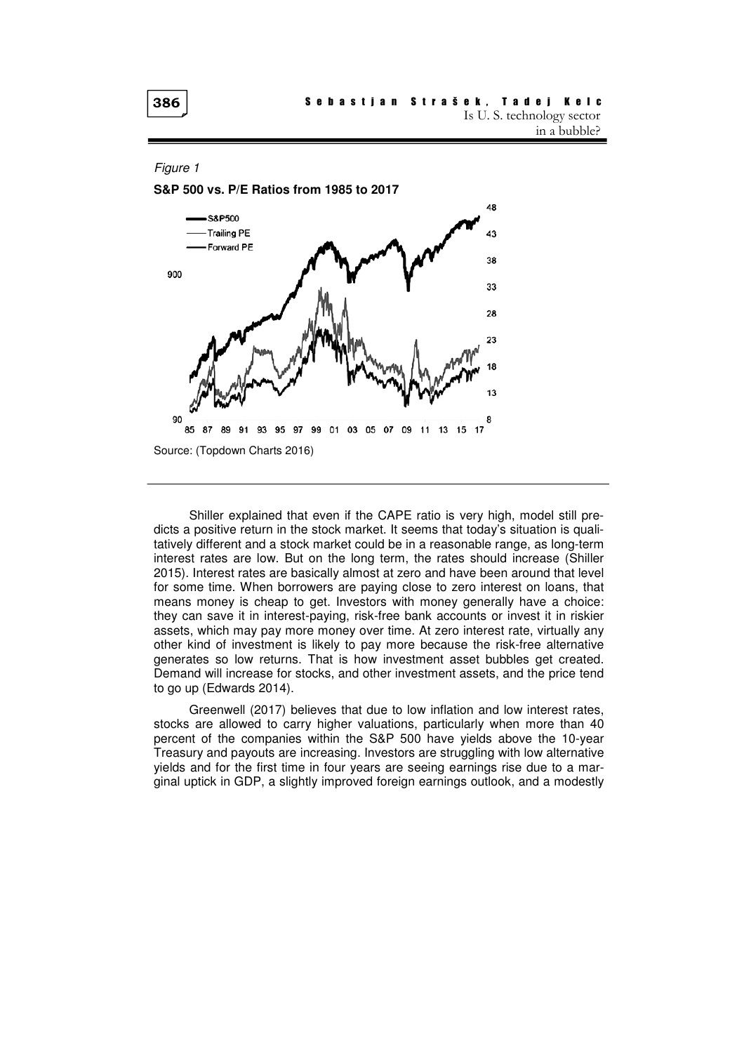*Figure 1*

**S&P 500 vs. P/E Ratios from 1985 to 2017**

Source: (Topdown Charts 2016)

Shiller explained that even if the CAPE ratio is very high, model still predicts a positive return in the stock market. It seems that today's situation is qualitatively different and a stock market could be in a reasonable range, as long-term interest rates are low. But on the long term, the rates should increase (Shiller 2015). Interest rates are basically almost at zero and have been around that level for some time. When borrowers are paying close to zero interest on loans, that means money is cheap to get. Investors with money generally have a choice: they can save it in interest-paying, risk-free bank accounts or invest it in riskier assets, which may pay more money over time. At zero interest rate, virtually any other kind of investment is likely to pay more because the risk-free alternative generates so low returns. That is how investment asset bubbles get created. Demand will increase for stocks, and other investment assets, and the price tend to go up (Edwards 2014).

Greenwell (2017) believes that due to low inflation and low interest rates, stocks are allowed to carry higher valuations, particularly when more than 40 percent of the companies within the S&P 500 have yields above the 10-year Treasury and payouts are increasing. Investors are struggling with low alternative yields and for the first time in four years are seeing earnings rise due to a marginal uptick in GDP, a slightly improved foreign earnings outlook, and a modestly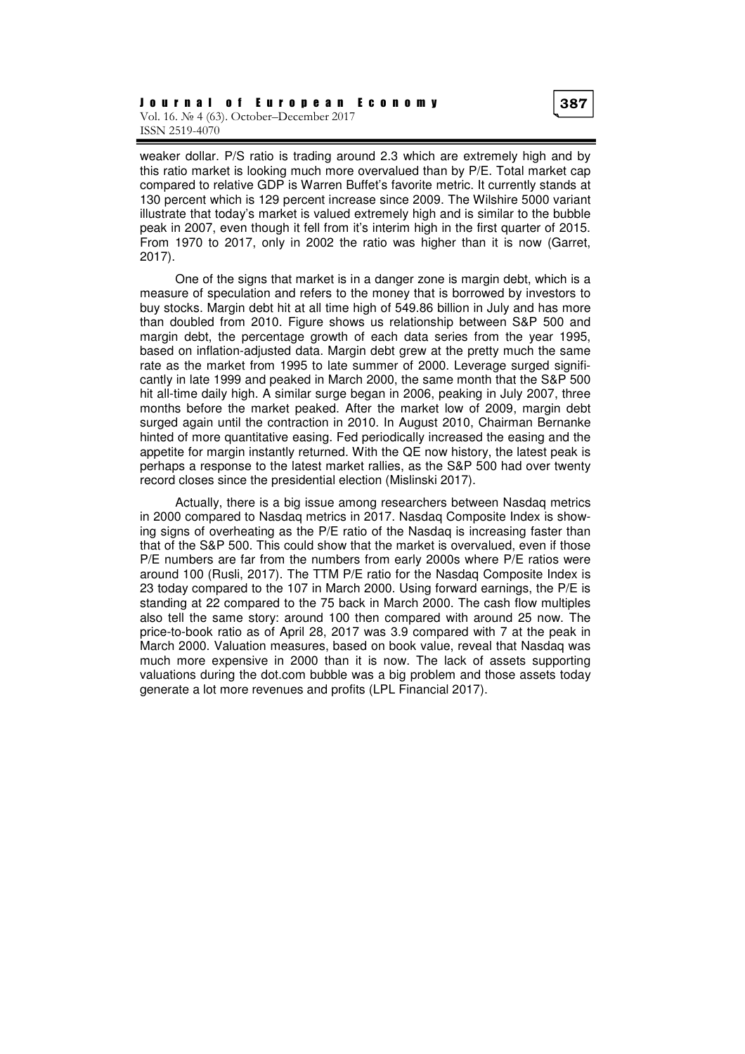weaker dollar. P/S ratio is trading around 2.3 which are extremely high and by this ratio market is looking much more overvalued than by P/E. Total market cap compared to relative GDP is Warren Buffet's favorite metric. It currently stands at 130 percent which is 129 percent increase since 2009. The Wilshire 5000 variant illustrate that today's market is valued extremely high and is similar to the bubble peak in 2007, even though it fell from it's interim high in the first quarter of 2015. From 1970 to 2017, only in 2002 the ratio was higher than it is now (Garret, 2017).

One of the signs that market is in a danger zone is margin debt, which is a measure of speculation and refers to the money that is borrowed by investors to buy stocks. Margin debt hit at all time high of 549.86 billion in July and has more than doubled from 2010. Figure shows us relationship between S&P 500 and margin debt, the percentage growth of each data series from the year 1995, based on inflation-adjusted data. Margin debt grew at the pretty much the same rate as the market from 1995 to late summer of 2000. Leverage surged significantly in late 1999 and peaked in March 2000, the same month that the S&P 500 hit all-time daily high. A similar surge began in 2006, peaking in July 2007, three months before the market peaked. After the market low of 2009, margin debt surged again until the contraction in 2010. In August 2010, Chairman Bernanke hinted of more quantitative easing. Fed periodically increased the easing and the appetite for margin instantly returned. With the QE now history, the latest peak is perhaps a response to the latest market rallies, as the S&P 500 had over twenty record closes since the presidential election (Mislinski 2017).

Actually, there is a big issue among researchers between Nasdaq metrics in 2000 compared to Nasdaq metrics in 2017. Nasdaq Composite Index is showing signs of overheating as the P/E ratio of the Nasdaq is increasing faster than that of the S&P 500. This could show that the market is overvalued, even if those P/E numbers are far from the numbers from early 2000s where P/E ratios were around 100 (Rusli, 2017). The TTM P/E ratio for the Nasdaq Composite Index is 23 today compared to the 107 in March 2000. Using forward earnings, the P/E is standing at 22 compared to the 75 back in March 2000. The cash flow multiples also tell the same story: around 100 then compared with around 25 now. The price-to-book ratio as of April 28, 2017 was 3.9 compared with 7 at the peak in March 2000. Valuation measures, based on book value, reveal that Nasdaq was much more expensive in 2000 than it is now. The lack of assets supporting valuations during the dot.com bubble was a big problem and those assets today generate a lot more revenues and profits (LPL Financial 2017).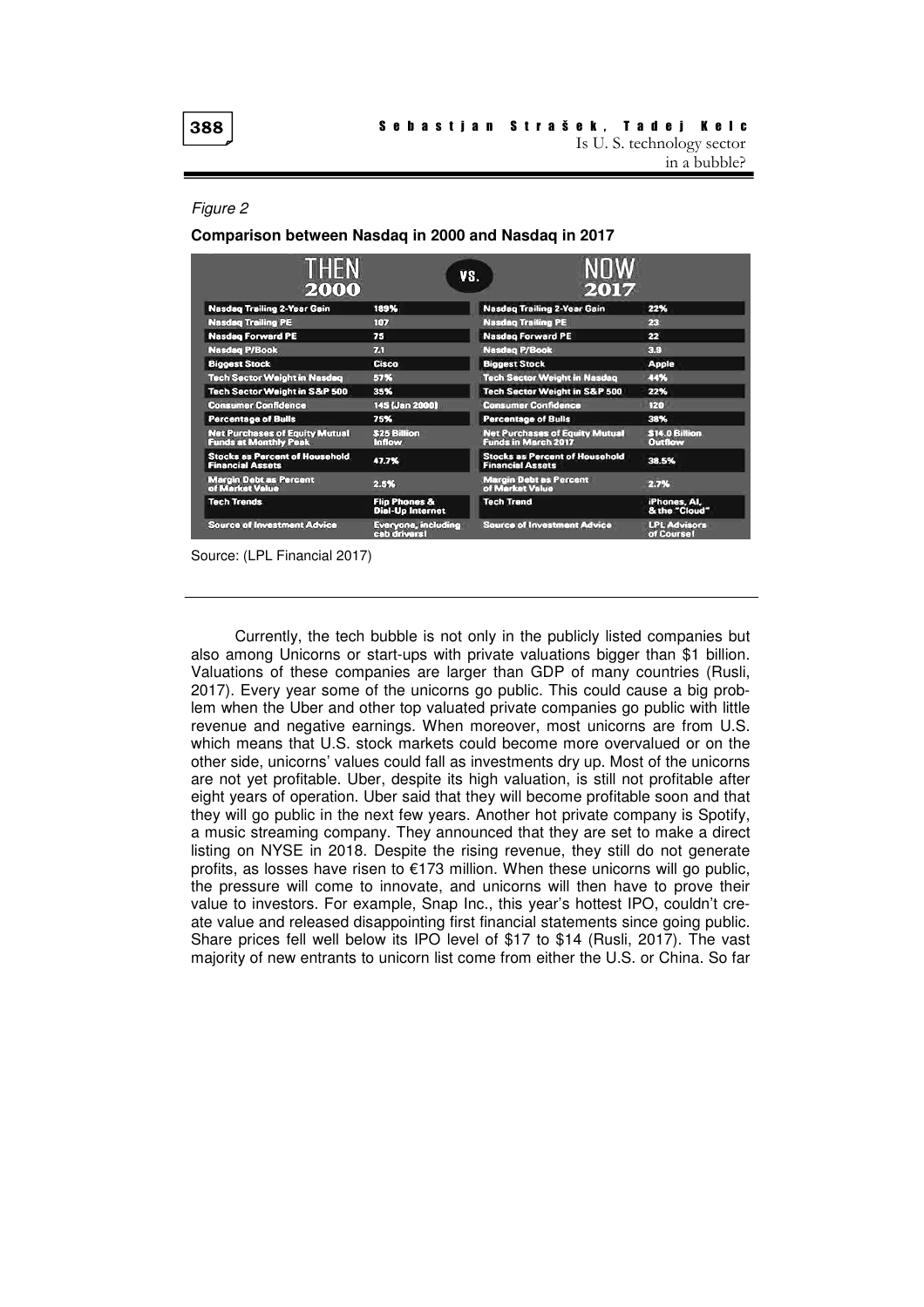*Figure 2*

**Comparison between Nasdaq in 2000 and Nasdaq in 2017**

| THEN 2000 | | NOW 2017 | |
|---|---|---|---|
| Nasdaq Trailing 2-Year Gain | 189% | Nasdaq Trailing 2-Year Gain | 22% |
| Nasdaq Trailing PE | 107 | Nasdaq Trailing PE | 23 |
| Nasdaq Forward PE | 75 | Nasdaq Forward PE | 22 |
| Nasdaq P/Book | 7.1 | Nasdaq P/Book | 3.9 |
| Biggest Stock | Cisco | Biggest Stock | Apple |
| Tech Sector Weight in Nasdaq | 57% | Tech Sector Weight in Nasdaq | 44% |
| Tech Sector Weight in S&P 500 | 35% | Tech Sector Weight in S&P 500 | 22% |
| Consumer Confidence | 145 (Jan 2000) | Consumer Confidence | 120 |
| Percentage of Bulls | 75% | Percentage of Bulls | 38% |
| Net Purchases of Equity Mutual Funds at Monthly Peak | $25 Billion Inflow | Net Purchases of Equity Mutual Funds in March 2017 | $14.0 Billion Outflow |
| Stocks as Percent of Household Financial Assets | 47.7% | Stocks as Percent of Household Financial Assets | 38.5% |
| Margin Debt as Percent of Market Value | 2.5% | Margin Debt as Percent of Market Value | 2.7% |
| Tech Trends | Flip Phones & Dial-Up Internet | Tech Trend | iPhones, AI, & the "Cloud" |
| Source of Investment Advice | Everyone, including cab drivers! | Source of Investment Advice | LPL Advisors of Course! |

Source: (LPL Financial 2017)

Currently, the tech bubble is not only in the publicly listed companies but also among Unicorns or start-ups with private valuations bigger than $1 billion. Valuations of these companies are larger than GDP of many countries (Rusli, 2017). Every year some of the unicorns go public. This could cause a big problem when the Uber and other top valuated private companies go public with little revenue and negative earnings. When moreover, most unicorns are from U.S. which means that U.S. stock markets could become more overvalued or on the other side, unicorns' values could fall as investments dry up. Most of the unicorns are not yet profitable. Uber, despite its high valuation, is still not profitable after eight years of operation. Uber said that they will become profitable soon and that they will go public in the next few years. Another hot private company is Spotify, a music streaming company. They announced that they are set to make a direct listing on NYSE in 2018. Despite the rising revenue, they still do not generate profits, as losses have risen to €173 million. When these unicorns will go public, the pressure will come to innovate, and unicorns will then have to prove their value to investors. For example, Snap Inc., this year's hottest IPO, couldn't create value and released disappointing first financial statements since going public. Share prices fell well below its IPO level of $17 to $14 (Rusli, 2017). The vast majority of new entrants to unicorn list come from either the U.S. or China. So far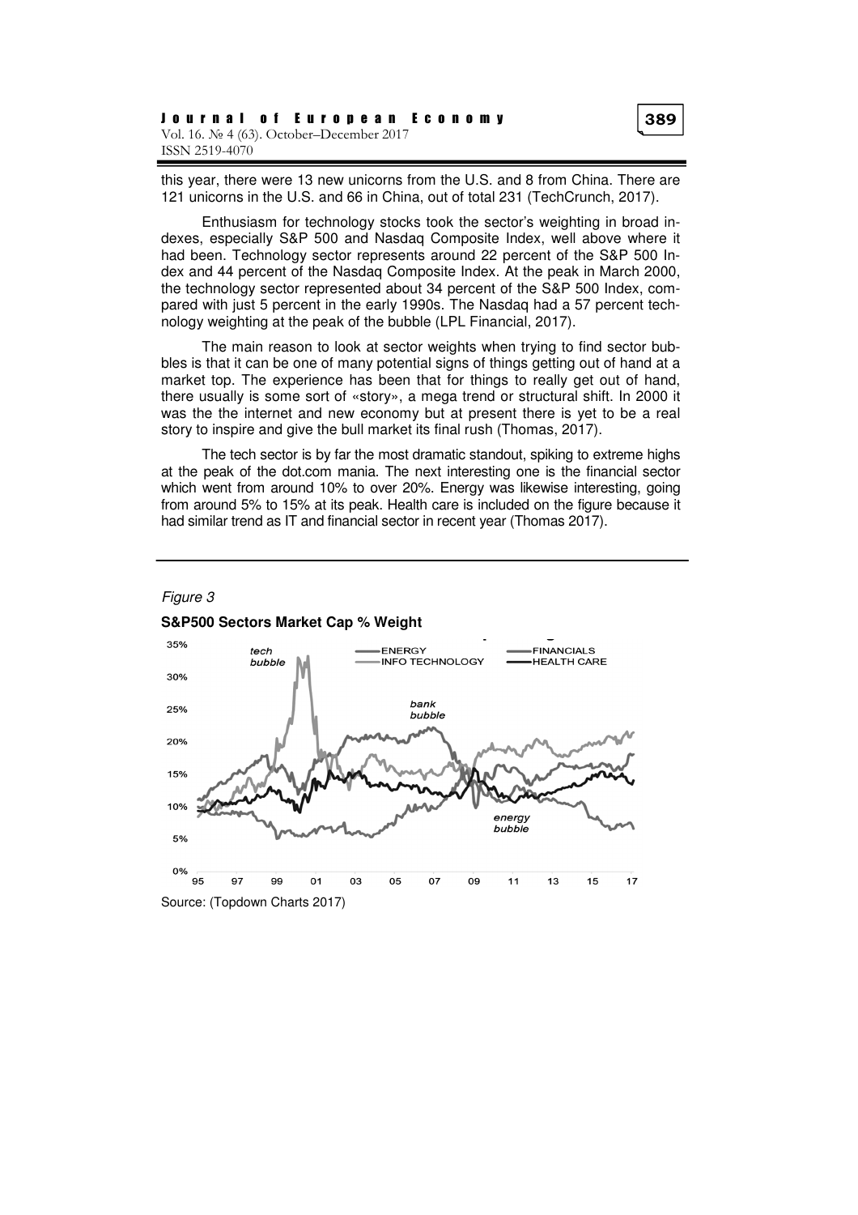this year, there were 13 new unicorns from the U.S. and 8 from China. There are 121 unicorns in the U.S. and 66 in China, out of total 231 (TechCrunch, 2017).

Enthusiasm for technology stocks took the sector's weighting in broad indexes, especially S&P 500 and Nasdaq Composite Index, well above where it had been. Technology sector represents around 22 percent of the S&P 500 Index and 44 percent of the Nasdaq Composite Index. At the peak in March 2000, the technology sector represented about 34 percent of the S&P 500 Index, compared with just 5 percent in the early 1990s. The Nasdaq had a 57 percent technology weighting at the peak of the bubble (LPL Financial, 2017).

The main reason to look at sector weights when trying to find sector bubbles is that it can be one of many potential signs of things getting out of hand at a market top. The experience has been that for things to really get out of hand, there usually is some sort of «story», a mega trend or structural shift. In 2000 it was the the internet and new economy but at present there is yet to be a real story to inspire and give the bull market its final rush (Thomas, 2017).

The tech sector is by far the most dramatic standout, spiking to extreme highs at the peak of the dot.com mania. The next interesting one is the financial sector which went from around 10% to over 20%. Energy was likewise interesting, going from around 5% to 15% at its peak. Health care is included on the figure because it had similar trend as IT and financial sector in recent year (Thomas 2017).

*Figure 3*

**S&P500 Sectors Market Cap % Weight**

Source: (Topdown Charts 2017)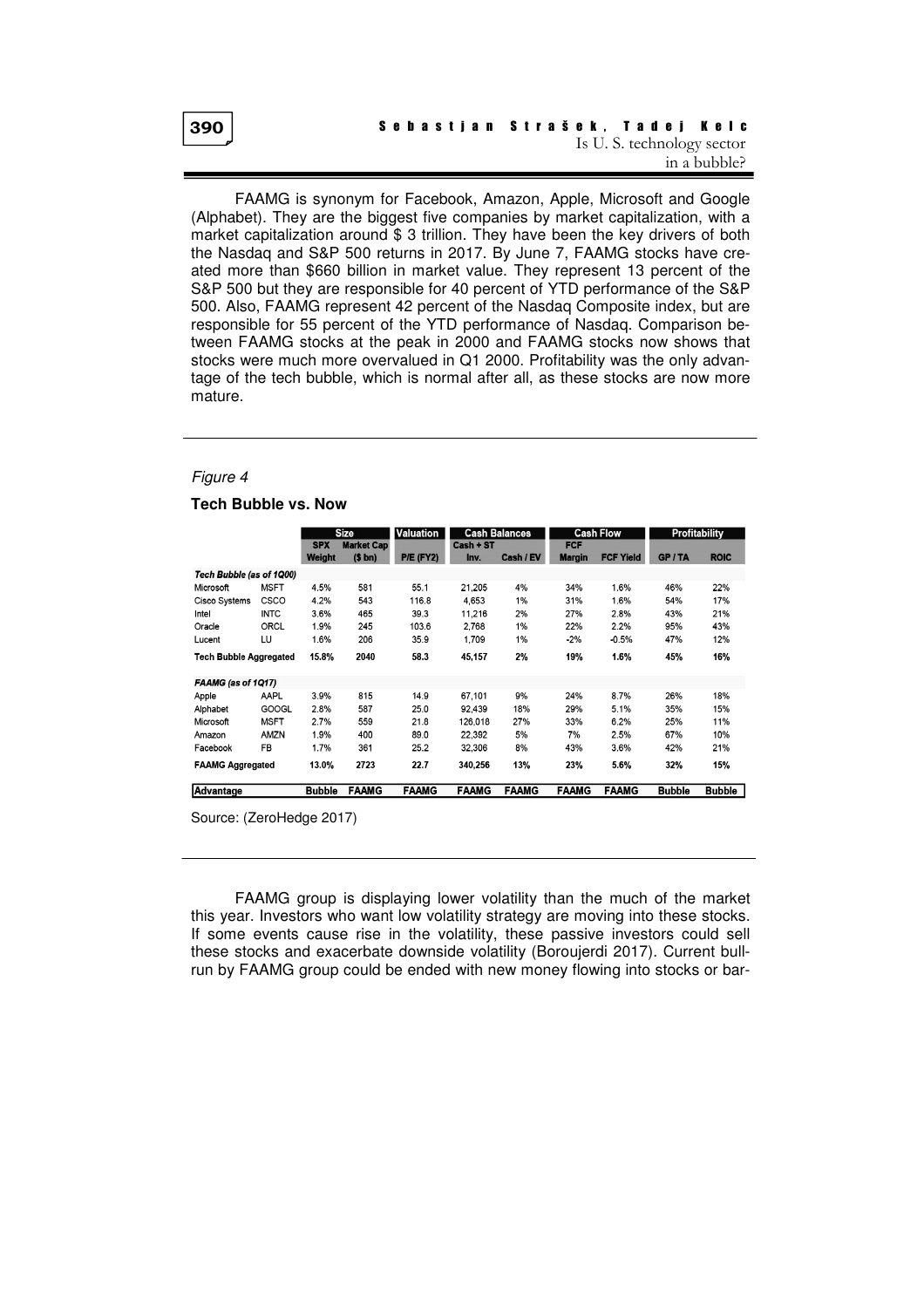FAAMG is synonym for Facebook, Amazon, Apple, Microsoft and Google (Alphabet). They are the biggest five companies by market capitalization, with a market capitalization around $ 3 trillion. They have been the key drivers of both the Nasdaq and S&P 500 returns in 2017. By June 7, FAAMG stocks have created more than $660 billion in market value. They represent 13 percent of the S&P 500 but they are responsible for 40 percent of YTD performance of the S&P 500. Also, FAAMG represent 42 percent of the Nasdaq Composite index, but are responsible for 55 percent of the YTD performance of Nasdaq. Comparison between FAAMG stocks at the peak in 2000 and FAAMG stocks now shows that stocks were much more overvalued in Q1 2000. Profitability was the only advantage of the tech bubble, which is normal after all, as these stocks are now more mature.

*Figure 4*

**Tech Bubble vs. Now**

| | | Size | | Valuation | Cash Balances | | Cash Flow | | Profitability | |
|---|---|---|---|---|---|---|---|---|---|---|
| | | SPX Weight | Market Cap ($ bn) | P/E (FY2) | Cash + ST Inv. | Cash / EV | FCF Margin | FCF Yield | GP / TA | ROIC |
| ***Tech Bubble (as of 1Q00)*** | | | | | | | | | | |
| Microsoft | MSFT | 4.5% | 581 | 55.1 | 21,205 | 4% | 34% | 1.6% | 46% | 22% |
| Cisco Systems | CSCO | 4.2% | 543 | 116.8 | 4,653 | 1% | 31% | 1.6% | 54% | 17% |
| Intel | INTC | 3.6% | 465 | 39.3 | 11,216 | 2% | 27% | 2.8% | 43% | 21% |
| Oracle | ORCL | 1.9% | 245 | 103.6 | 2,768 | 1% | 22% | 2.2% | 95% | 43% |
| Lucent | LU | 1.6% | 206 | 35.9 | 1,709 | 1% | -2% | -0.5% | 47% | 12% |
| **Tech Bubble Aggregated** | | **15.8%** | **2040** | **58.3** | **45,157** | **2%** | **19%** | **1.6%** | **45%** | **16%** |
| ***FAAMG (as of 1Q17)*** | | | | | | | | | | |
| Apple | AAPL | 3.9% | 815 | 14.9 | 67,101 | 9% | 24% | 8.7% | 26% | 18% |
| Alphabet | GOOGL | 2.8% | 587 | 25.0 | 92,439 | 18% | 29% | 5.1% | 35% | 15% |
| Microsoft | MSFT | 2.7% | 559 | 21.8 | 126,018 | 27% | 33% | 6.2% | 25% | 11% |
| Amazon | AMZN | 1.9% | 400 | 89.0 | 22,392 | 5% | 7% | 2.5% | 67% | 10% |
| Facebook | FB | 1.7% | 361 | 25.2 | 32,306 | 8% | 43% | 3.6% | 42% | 21% |
| **FAAMG Aggregated** | | **13.0%** | **2723** | **22.7** | **340,256** | **13%** | **23%** | **5.6%** | **32%** | **15%** |
| **Advantage** | | **Bubble** | **FAAMG** | **FAAMG** | **FAAMG** | **FAAMG** | **FAAMG** | **FAAMG** | **Bubble** | **Bubble** |

Source: (ZeroHedge 2017)

FAAMG group is displaying lower volatility than the much of the market this year. Investors who want low volatility strategy are moving into these stocks. If some events cause rise in the volatility, these passive investors could sell these stocks and exacerbate downside volatility (Boroujerdi 2017). Current bull-run by FAAMG group could be ended with new money flowing into stocks or bar-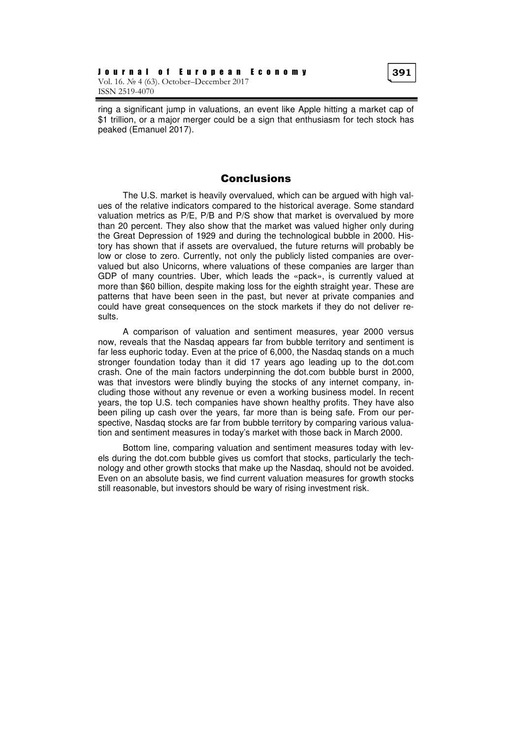ring a significant jump in valuations, an event like Apple hitting a market cap of $1 trillion, or a major merger could be a sign that enthusiasm for tech stock has peaked (Emanuel 2017).

## Conclusions

The U.S. market is heavily overvalued, which can be argued with high values of the relative indicators compared to the historical average. Some standard valuation metrics as P/E, P/B and P/S show that market is overvalued by more than 20 percent. They also show that the market was valued higher only during the Great Depression of 1929 and during the technological bubble in 2000. History has shown that if assets are overvalued, the future returns will probably be low or close to zero. Currently, not only the publicly listed companies are overvalued but also Unicorns, where valuations of these companies are larger than GDP of many countries. Uber, which leads the «pack», is currently valued at more than $60 billion, despite making loss for the eighth straight year. These are patterns that have been seen in the past, but never at private companies and could have great consequences on the stock markets if they do not deliver results.

A comparison of valuation and sentiment measures, year 2000 versus now, reveals that the Nasdaq appears far from bubble territory and sentiment is far less euphoric today. Even at the price of 6,000, the Nasdaq stands on a much stronger foundation today than it did 17 years ago leading up to the dot.com crash. One of the main factors underpinning the dot.com bubble burst in 2000, was that investors were blindly buying the stocks of any internet company, including those without any revenue or even a working business model. In recent years, the top U.S. tech companies have shown healthy profits. They have also been piling up cash over the years, far more than is being safe. From our perspective, Nasdaq stocks are far from bubble territory by comparing various valuation and sentiment measures in today's market with those back in March 2000.

Bottom line, comparing valuation and sentiment measures today with levels during the dot.com bubble gives us comfort that stocks, particularly the technology and other growth stocks that make up the Nasdaq, should not be avoided. Even on an absolute basis, we find current valuation measures for growth stocks still reasonable, but investors should be wary of rising investment risk.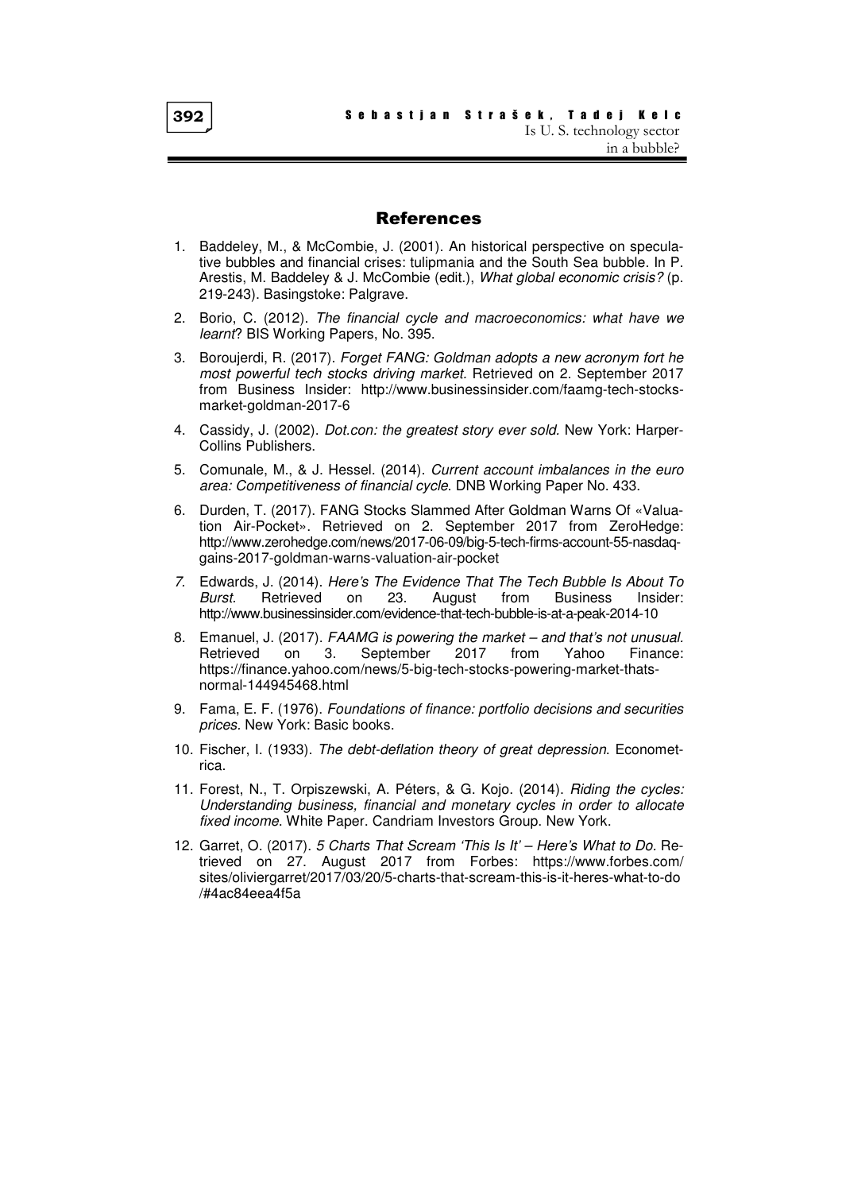## References

1. Baddeley, M., & McCombie, J. (2001). An historical perspective on speculative bubbles and financial crises: tulipmania and the South Sea bubble. In P. Arestis, M. Baddeley & J. McCombie (edit.), *What global economic crisis?* (p. 219-243). Basingstoke: Palgrave.
2. Borio, C. (2012). *The financial cycle and macroeconomics: what have we learnt*? BIS Working Papers, No. 395.
3. Boroujerdi, R. (2017). *Forget FANG: Goldman adopts a new acronym fort he most powerful tech stocks driving market.* Retrieved on 2. September 2017 from Business Insider: http://www.businessinsider.com/faamg-tech-stocks-market-goldman-2017-6
4. Cassidy, J. (2002). *Dot.con: the greatest story ever sold.* New York: Harper-Collins Publishers.
5. Comunale, M., & J. Hessel. (2014). *Current account imbalances in the euro area: Competitiveness of financial cycle*. DNB Working Paper No. 433.
6. Durden, T. (2017). FANG Stocks Slammed After Goldman Warns Of «Valuation Air-Pocket». Retrieved on 2. September 2017 from ZeroHedge: http://www.zerohedge.com/news/2017-06-09/big-5-tech-firms-account-55-nasdaq-gains-2017-goldman-warns-valuation-air-pocket
7. Edwards, J. (2014). *Here's The Evidence That The Tech Bubble Is About To Burst.* Retrieved on 23. August from Business Insider: http://www.businessinsider.com/evidence-that-tech-bubble-is-at-a-peak-2014-10
8. Emanuel, J. (2017). *FAAMG is powering the market – and that's not unusual.* Retrieved on 3. September 2017 from Yahoo Finance: https://finance.yahoo.com/news/5-big-tech-stocks-powering-market-thats-normal-144945468.html
9. Fama, E. F. (1976). *Foundations of finance: portfolio decisions and securities prices.* New York: Basic books.
10. Fischer, I. (1933). *The debt-deflation theory of great depression*. Econometrica.
11. Forest, N., T. Orpiszewski, A. Péters, & G. Kojo. (2014). *Riding the cycles: Understanding business, financial and monetary cycles in order to allocate fixed income*. White Paper. Candriam Investors Group. New York.
12. Garret, O. (2017). *5 Charts That Scream 'This Is It' – Here's What to Do.* Retrieved on 27. August 2017 from Forbes: https://www.forbes.com/sites/oliviergarret/2017/03/20/5-charts-that-scream-this-is-it-heres-what-to-do/#4ac84eea4f5a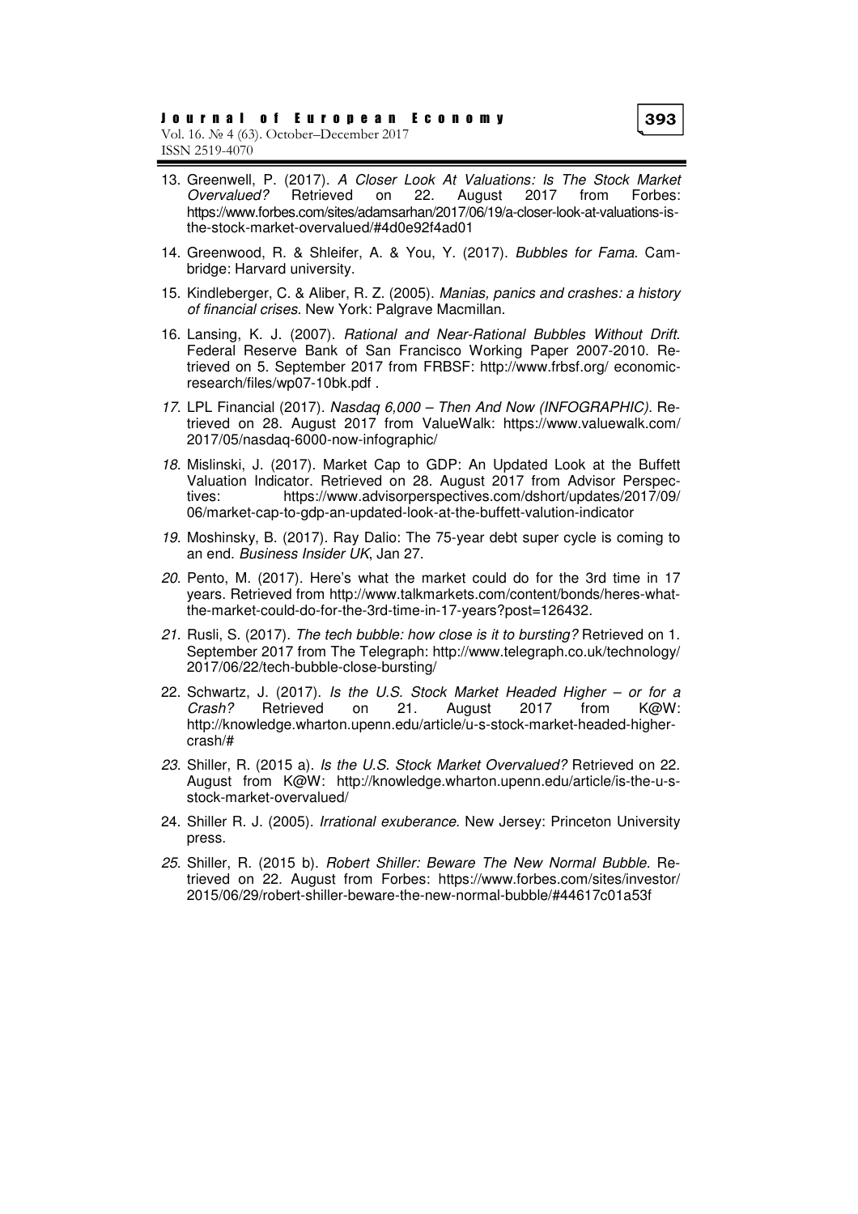13. Greenwell, P. (2017). *A Closer Look At Valuations: Is The Stock Market Overvalued?* Retrieved on 22. August 2017 from Forbes: https://www.forbes.com/sites/adamsarhan/2017/06/19/a-closer-look-at-valuations-is-the-stock-market-overvalued/#4d0e92f4ad01

14. Greenwood, R. & Shleifer, A. & You, Y. (2017). *Bubbles for Fama*. Cambridge: Harvard university.

15. Kindleberger, C. & Aliber, R. Z. (2005). *Manias, panics and crashes: a history of financial crises*. New York: Palgrave Macmillan.

16. Lansing, K. J. (2007). *Rational and Near-Rational Bubbles Without Drift.* Federal Reserve Bank of San Francisco Working Paper 2007-2010. Retrieved on 5. September 2017 from FRBSF: http://www.frbsf.org/ economic-research/files/wp07-10bk.pdf .

17. LPL Financial (2017). *Nasdaq 6,000 – Then And Now (INFOGRAPHIC).* Retrieved on 28. August 2017 from ValueWalk: https://www.valuewalk.com/ 2017/05/nasdaq-6000-now-infographic/

18. Mislinski, J. (2017). Market Cap to GDP: An Updated Look at the Buffett Valuation Indicator. Retrieved on 28. August 2017 from Advisor Perspectives: https://www.advisorperspectives.com/dshort/updates/2017/09/ 06/market-cap-to-gdp-an-updated-look-at-the-buffett-valution-indicator

19. Moshinsky, B. (2017). Ray Dalio: The 75-year debt super cycle is coming to an end. *Business Insider UK*, Jan 27.

20. Pento, M. (2017). Here's what the market could do for the 3rd time in 17 years. Retrieved from http://www.talkmarkets.com/content/bonds/heres-what-the-market-could-do-for-the-3rd-time-in-17-years?post=126432.

21. Rusli, S. (2017). *The tech bubble: how close is it to bursting?* Retrieved on 1. September 2017 from The Telegraph: http://www.telegraph.co.uk/technology/ 2017/06/22/tech-bubble-close-bursting/

22. Schwartz, J. (2017). *Is the U.S. Stock Market Headed Higher – or for a Crash?* Retrieved on 21. August 2017 from K@W: http://knowledge.wharton.upenn.edu/article/u-s-stock-market-headed-higher-crash/#

23. Shiller, R. (2015 a). *Is the U.S. Stock Market Overvalued?* Retrieved on 22. August from K@W: http://knowledge.wharton.upenn.edu/article/is-the-u-s-stock-market-overvalued/

24. Shiller R. J. (2005). *Irrational exuberance.* New Jersey: Princeton University press.

25. Shiller, R. (2015 b). *Robert Shiller: Beware The New Normal Bubble.* Retrieved on 22. August from Forbes: https://www.forbes.com/sites/investor/ 2015/06/29/robert-shiller-beware-the-new-normal-bubble/#44617c01a53f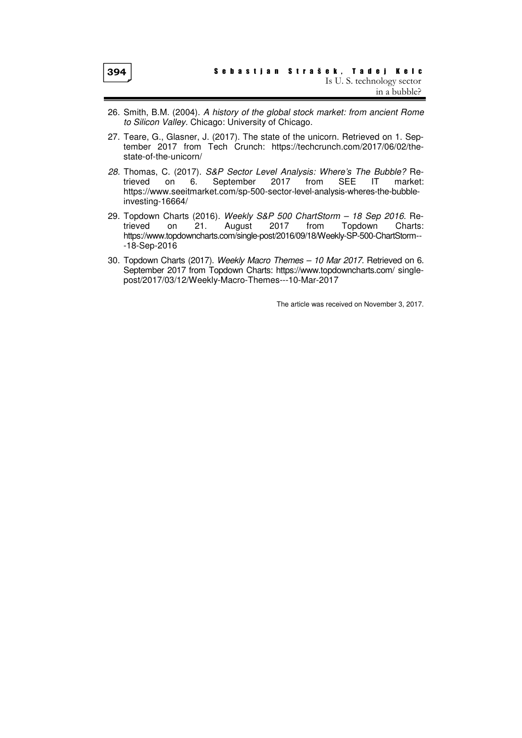26. Smith, B.M. (2004). *A history of the global stock market: from ancient Rome to Silicon Valley.* Chicago: University of Chicago.

27. Teare, G., Glasner, J. (2017). The state of the unicorn. Retrieved on 1. September 2017 from Tech Crunch: https://techcrunch.com/2017/06/02/the-state-of-the-unicorn/

28. Thomas, C. (2017). *S&P Sector Level Analysis: Where's The Bubble?* Retrieved on 6. September 2017 from SEE IT market: https://www.seeitmarket.com/sp-500-sector-level-analysis-wheres-the-bubble-investing-16664/

29. Topdown Charts (2016). *Weekly S&P 500 ChartStorm – 18 Sep 2016.* Retrieved on 21. August 2017 from Topdown Charts: https://www.topdowncharts.com/single-post/2016/09/18/Weekly-SP-500-ChartStorm---18-Sep-2016

30. Topdown Charts (2017). *Weekly Macro Themes – 10 Mar 2017.* Retrieved on 6. September 2017 from Topdown Charts: https://www.topdowncharts.com/ single-post/2017/03/12/Weekly-Macro-Themes---10-Mar-2017

The article was received on November 3, 2017.